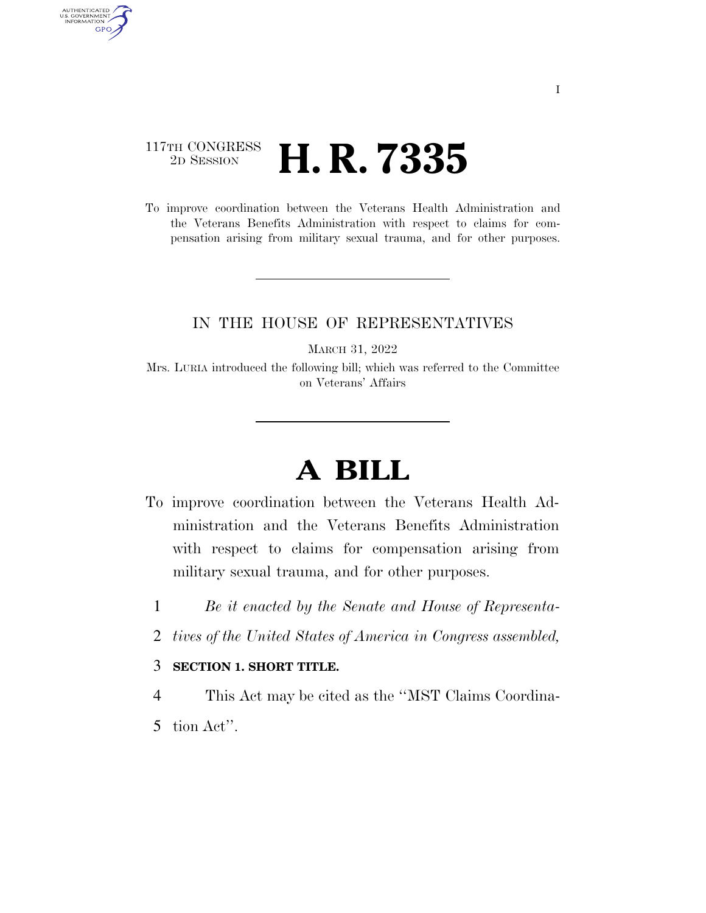117TH CONGRESS
2D SESSION

# H. R. 7335

To improve coordination between the Veterans Health Administration and the Veterans Benefits Administration with respect to claims for compensation arising from military sexual trauma, and for other purposes.

IN THE HOUSE OF REPRESENTATIVES

MARCH 31, 2022

Mrs. LURIA introduced the following bill; which was referred to the Committee on Veterans' Affairs

# A BILL

To improve coordination between the Veterans Health Administration and the Veterans Benefits Administration with respect to claims for compensation arising from military sexual trauma, and for other purposes.

1 *Be it enacted by the Senate and House of Representa-*
2 *tives of the United States of America in Congress assembled,*

3 **SECTION 1. SHORT TITLE.**

4 This Act may be cited as the "MST Claims Coordina-
5 tion Act".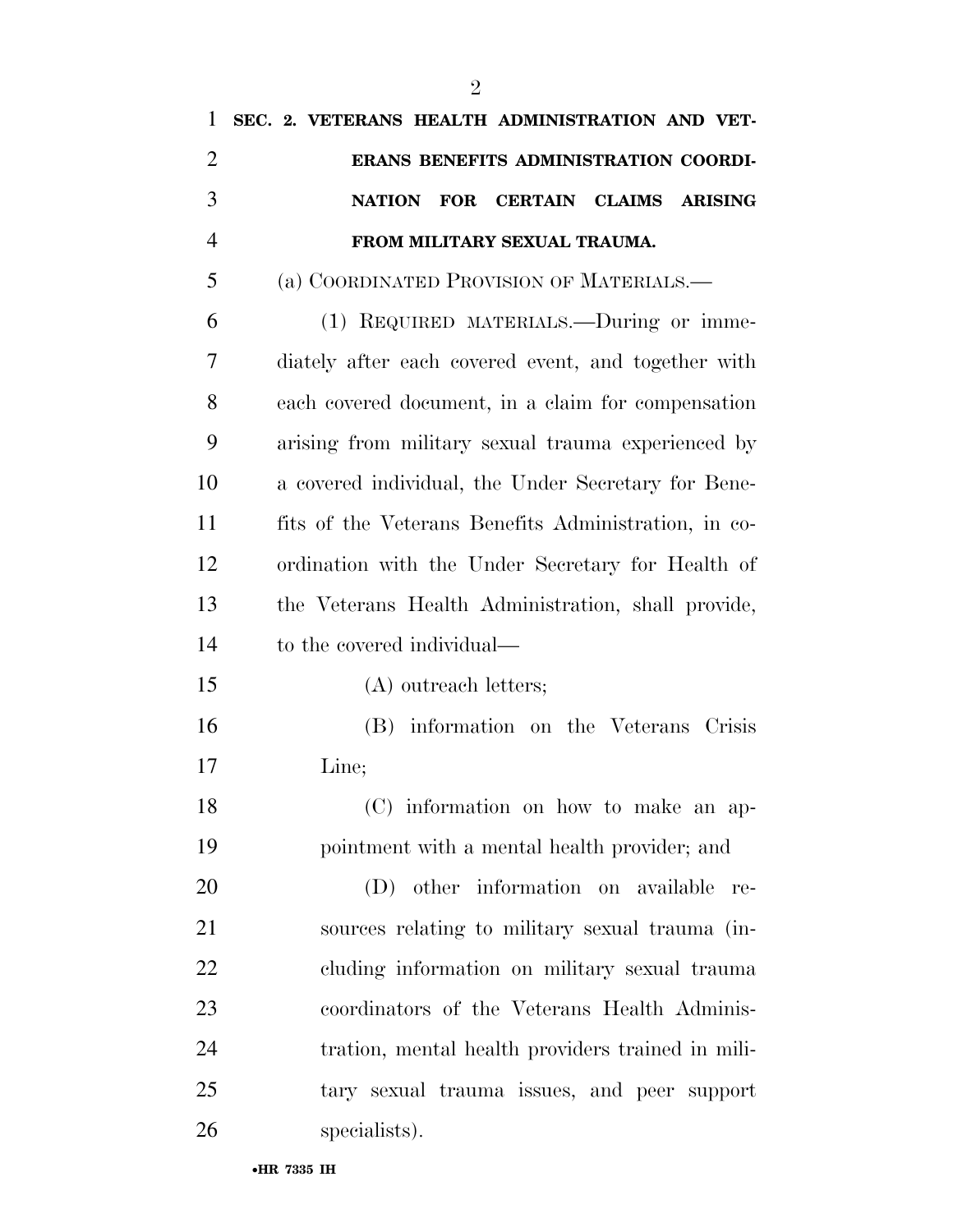**SEC. 2. VETERANS HEALTH ADMINISTRATION AND VETERANS BENEFITS ADMINISTRATION COORDINATION FOR CERTAIN CLAIMS ARISING FROM MILITARY SEXUAL TRAUMA.**

(a) COORDINATED PROVISION OF MATERIALS.—

(1) REQUIRED MATERIALS.—During or immediately after each covered event, and together with each covered document, in a claim for compensation arising from military sexual trauma experienced by a covered individual, the Under Secretary for Benefits of the Veterans Benefits Administration, in coordination with the Under Secretary for Health of the Veterans Health Administration, shall provide, to the covered individual—

(A) outreach letters;

(B) information on the Veterans Crisis Line;

(C) information on how to make an appointment with a mental health provider; and

(D) other information on available resources relating to military sexual trauma (including information on military sexual trauma coordinators of the Veterans Health Administration, mental health providers trained in military sexual trauma issues, and peer support specialists).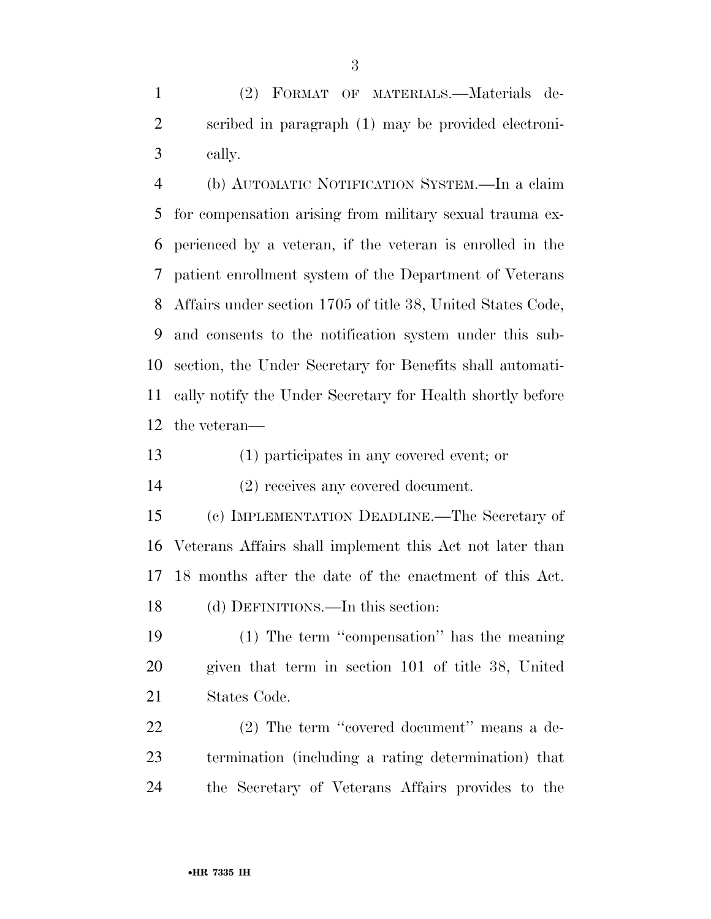(2) FORMAT OF MATERIALS.—Materials described in paragraph (1) may be provided electronically.

(b) AUTOMATIC NOTIFICATION SYSTEM.—In a claim for compensation arising from military sexual trauma experienced by a veteran, if the veteran is enrolled in the patient enrollment system of the Department of Veterans Affairs under section 1705 of title 38, United States Code, and consents to the notification system under this subsection, the Under Secretary for Benefits shall automatically notify the Under Secretary for Health shortly before the veteran—

(1) participates in any covered event; or

(2) receives any covered document.

(c) IMPLEMENTATION DEADLINE.—The Secretary of Veterans Affairs shall implement this Act not later than 18 months after the date of the enactment of this Act.

(d) DEFINITIONS.—In this section:

(1) The term "compensation" has the meaning given that term in section 101 of title 38, United States Code.

(2) The term "covered document" means a determination (including a rating determination) that the Secretary of Veterans Affairs provides to the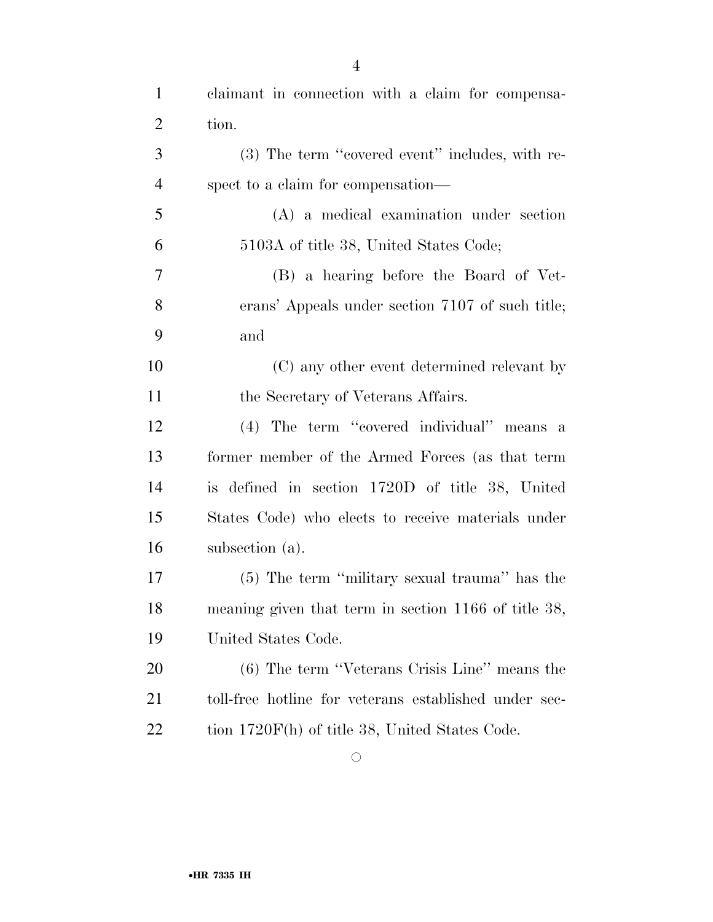claimant in connection with a claim for compensation.

(3) The term "covered event" includes, with respect to a claim for compensation—

(A) a medical examination under section 5103A of title 38, United States Code;

(B) a hearing before the Board of Veterans' Appeals under section 7107 of such title; and

(C) any other event determined relevant by the Secretary of Veterans Affairs.

(4) The term "covered individual" means a former member of the Armed Forces (as that term is defined in section 1720D of title 38, United States Code) who elects to receive materials under subsection (a).

(5) The term "military sexual trauma" has the meaning given that term in section 1166 of title 38, United States Code.

(6) The term "Veterans Crisis Line" means the toll-free hotline for veterans established under section 1720F(h) of title 38, United States Code.

○